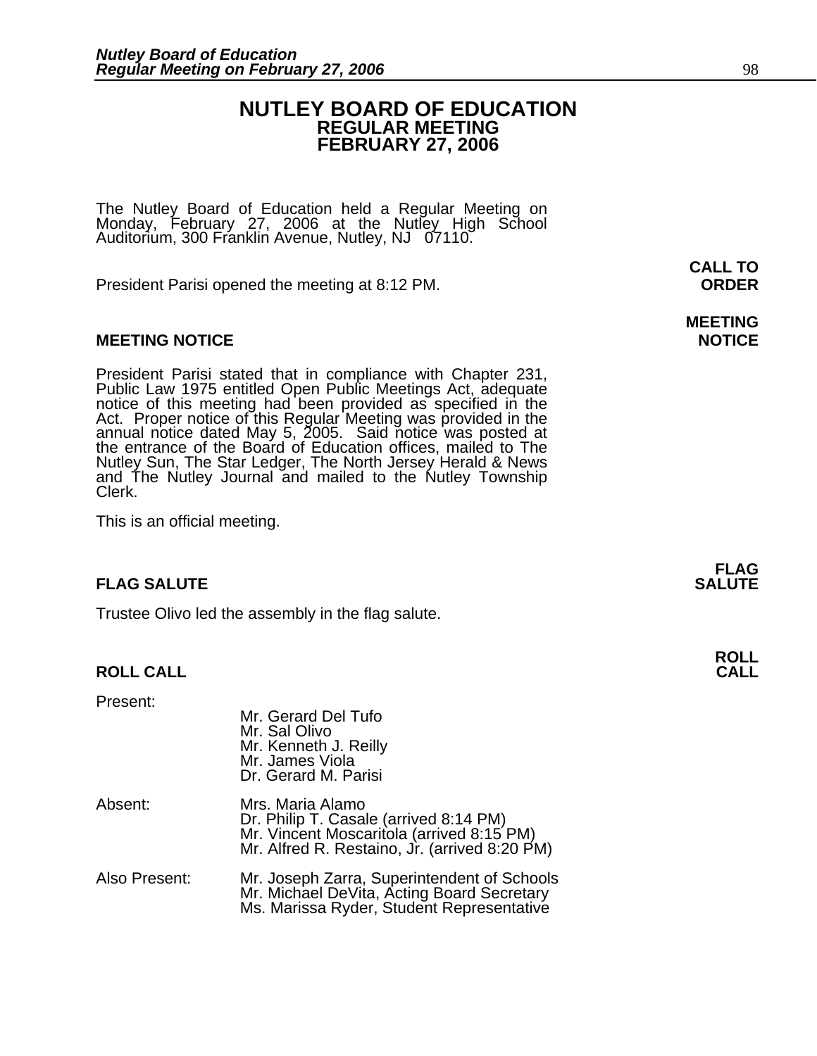# NUTLEY BOARD OF EDUCATION
## REGULAR MEETING
## FEBRUARY 27, 2006

The Nutley Board of Education held a Regular Meeting on Monday, February 27, 2006 at the Nutley High School Auditorium, 300 Franklin Avenue, Nutley, NJ 07110.

**CALL TO ORDER**

President Parisi opened the meeting at 8:12 PM.

**MEETING NOTICE**

President Parisi stated that in compliance with Chapter 231, Public Law 1975 entitled Open Public Meetings Act, adequate notice of this meeting had been provided as specified in the Act. Proper notice of this Regular Meeting was provided in the annual notice dated May 5, 2005. Said notice was posted at the entrance of the Board of Education offices, mailed to The Nutley Sun, The Star Ledger, The North Jersey Herald & News and The Nutley Journal and mailed to the Nutley Township Clerk.

This is an official meeting.

**FLAG SALUTE**

Trustee Olivo led the assembly in the flag salute.

**ROLL CALL**

Present:
- Mr. Gerard Del Tufo
- Mr. Sal Olivo
- Mr. Kenneth J. Reilly
- Mr. James Viola
- Dr. Gerard M. Parisi

Absent:
- Mrs. Maria Alamo
- Dr. Philip T. Casale (arrived 8:14 PM)
- Mr. Vincent Moscaritola (arrived 8:15 PM)
- Mr. Alfred R. Restaino, Jr. (arrived 8:20 PM)

Also Present:
- Mr. Joseph Zarra, Superintendent of Schools
- Mr. Michael DeVita, Acting Board Secretary
- Ms. Marissa Ryder, Student Representative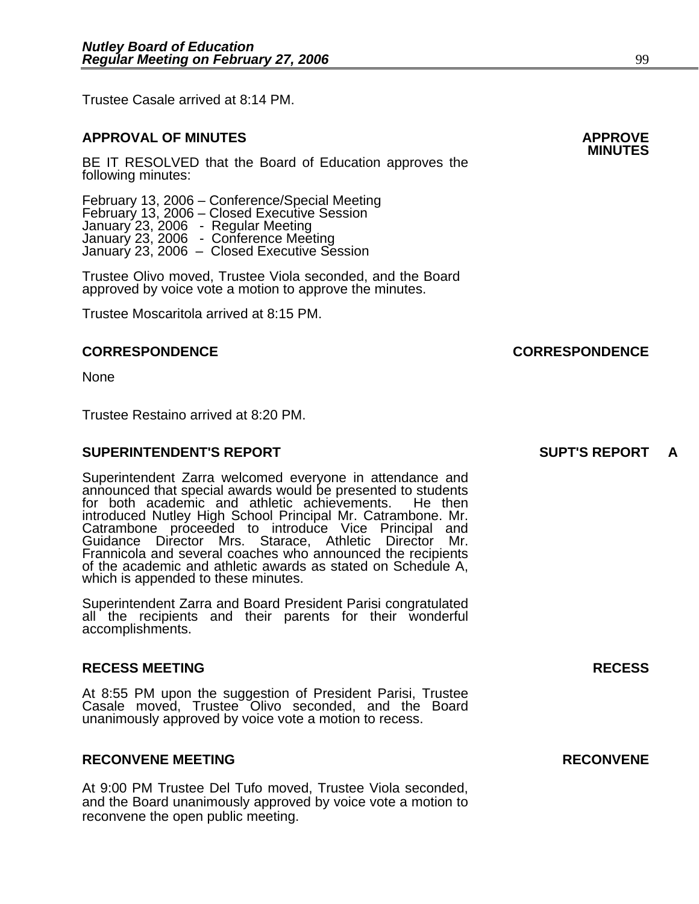Trustee Casale arrived at 8:14 PM.

**APPROVAL OF MINUTES** **APPROVE MINUTES**

BE IT RESOLVED that the Board of Education approves the following minutes:

February 13, 2006 – Conference/Special Meeting
February 13, 2006 – Closed Executive Session
January 23, 2006 - Regular Meeting
January 23, 2006 - Conference Meeting
January 23, 2006 – Closed Executive Session

Trustee Olivo moved, Trustee Viola seconded, and the Board approved by voice vote a motion to approve the minutes.

Trustee Moscaritola arrived at 8:15 PM.

**CORRESPONDENCE** **CORRESPONDENCE**

None

Trustee Restaino arrived at 8:20 PM.

**SUPERINTENDENT'S REPORT** **SUPT'S REPORT A**

Superintendent Zarra welcomed everyone in attendance and announced that special awards would be presented to students for both academic and athletic achievements. He then introduced Nutley High School Principal Mr. Catrambone. Mr. Catrambone proceeded to introduce Vice Principal and Guidance Director Mrs. Starace, Athletic Director Mr. Frannicola and several coaches who announced the recipients of the academic and athletic awards as stated on Schedule A, which is appended to these minutes.

Superintendent Zarra and Board President Parisi congratulated all the recipients and their parents for their wonderful accomplishments.

**RECESS MEETING** **RECESS**

At 8:55 PM upon the suggestion of President Parisi, Trustee Casale moved, Trustee Olivo seconded, and the Board unanimously approved by voice vote a motion to recess.

**RECONVENE MEETING** **RECONVENE**

At 9:00 PM Trustee Del Tufo moved, Trustee Viola seconded, and the Board unanimously approved by voice vote a motion to reconvene the open public meeting.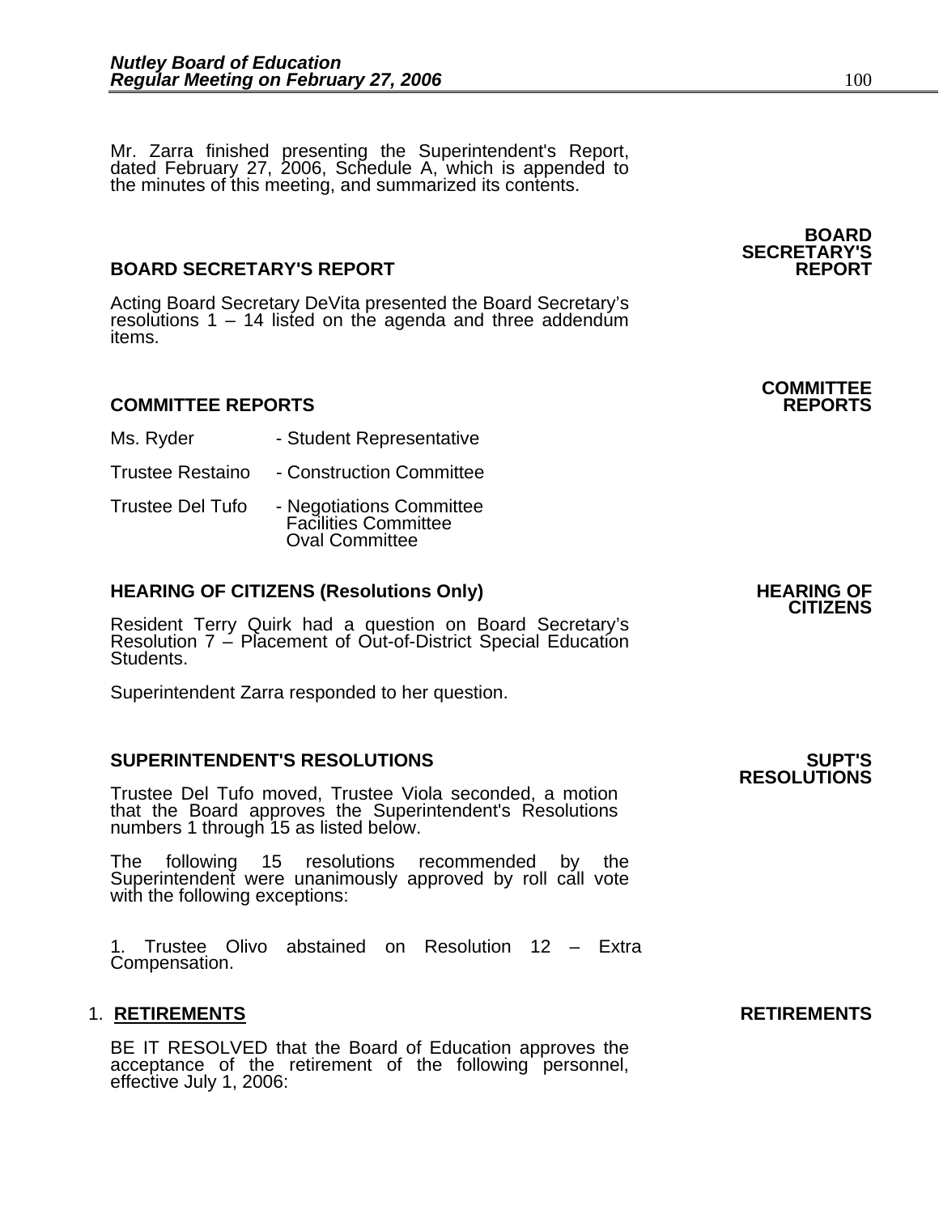Mr. Zarra finished presenting the Superintendent's Report, dated February 27, 2006, Schedule A, which is appended to the minutes of this meeting, and summarized its contents.

## BOARD SECRETARY'S REPORT

**BOARD SECRETARY'S REPORT**

Acting Board Secretary DeVita presented the Board Secretary's resolutions 1 – 14 listed on the agenda and three addendum items.

## COMMITTEE REPORTS

**COMMITTEE REPORTS**

| | |
|---|---|
| Ms. Ryder | - Student Representative |
| Trustee Restaino | - Construction Committee |
| Trustee Del Tufo | - Negotiations Committee<br>Facilities Committee<br>Oval Committee |

## HEARING OF CITIZENS (Resolutions Only)

**HEARING OF CITIZENS**

Resident Terry Quirk had a question on Board Secretary's Resolution 7 – Placement of Out-of-District Special Education Students.

Superintendent Zarra responded to her question.

## SUPERINTENDENT'S RESOLUTIONS

**SUPT'S RESOLUTIONS**

Trustee Del Tufo moved, Trustee Viola seconded, a motion that the Board approves the Superintendent's Resolutions numbers 1 through 15 as listed below.

The following 15 resolutions recommended by the Superintendent were unanimously approved by roll call vote with the following exceptions:

1. Trustee Olivo abstained on Resolution 12 – Extra Compensation.

1. **RETIREMENTS**

**RETIREMENTS**

BE IT RESOLVED that the Board of Education approves the acceptance of the retirement of the following personnel, effective July 1, 2006: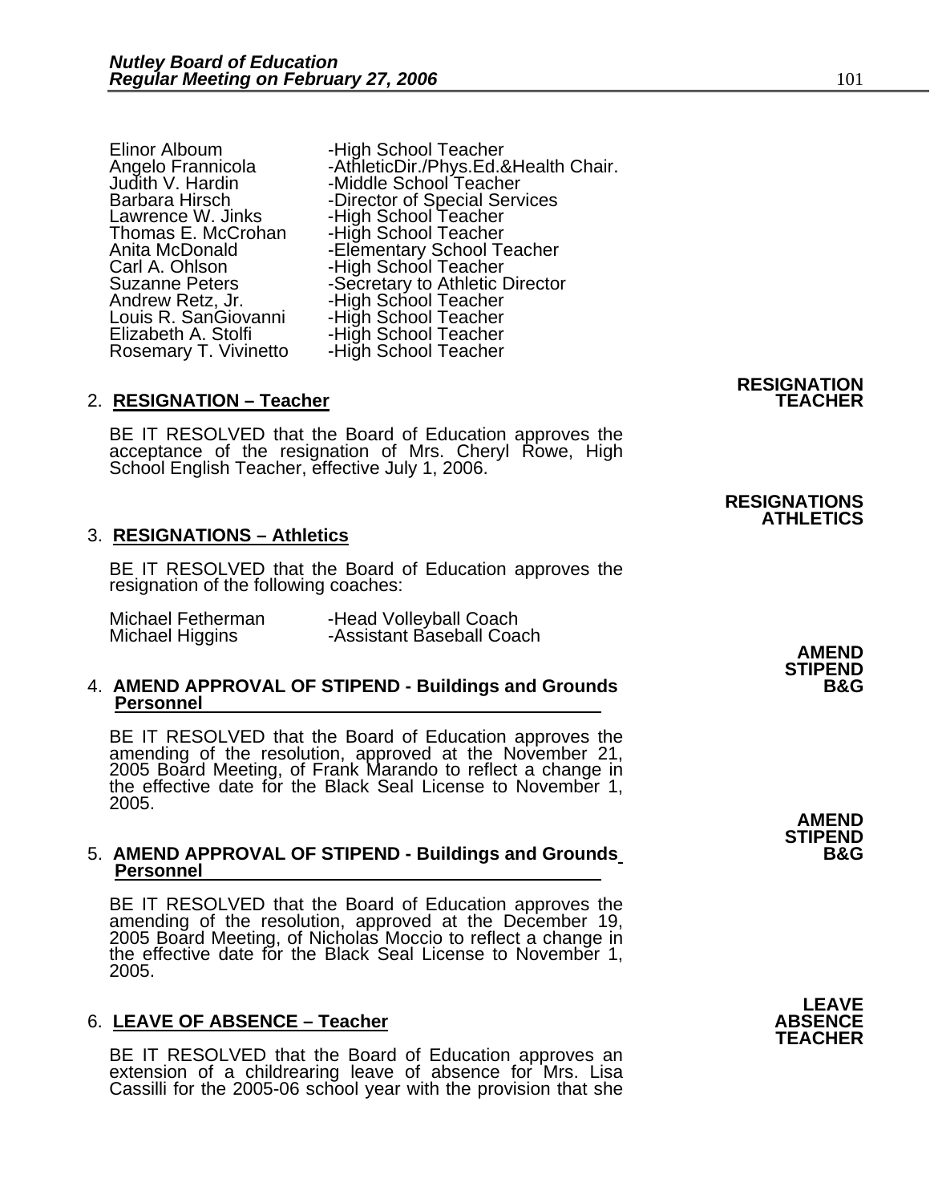| | |
|---|---|
| Elinor Alboum | -High School Teacher |
| Angelo Frannicola | -AthleticDir./Phys.Ed.&Health Chair. |
| Judith V. Hardin | -Middle School Teacher |
| Barbara Hirsch | -Director of Special Services |
| Lawrence W. Jinks | -High School Teacher |
| Thomas E. McCrohan | -High School Teacher |
| Anita McDonald | -Elementary School Teacher |
| Carl A. Ohlson | -High School Teacher |
| Suzanne Peters | -Secretary to Athletic Director |
| Andrew Retz, Jr. | -High School Teacher |
| Louis R. SanGiovanni | -High School Teacher |
| Elizabeth A. Stolfi | -High School Teacher |
| Rosemary T. Vivinetto | -High School Teacher |

**RESIGNATION TEACHER**

2. **RESIGNATION – Teacher**

BE IT RESOLVED that the Board of Education approves the acceptance of the resignation of Mrs. Cheryl Rowe, High School English Teacher, effective July 1, 2006.

**RESIGNATIONS ATHLETICS**

3. **RESIGNATIONS – Athletics**

BE IT RESOLVED that the Board of Education approves the resignation of the following coaches:

| | |
|---|---|
| Michael Fetherman | -Head Volleyball Coach |
| Michael Higgins | -Assistant Baseball Coach |

**AMEND STIPEND B&G**

4. **AMEND APPROVAL OF STIPEND - Buildings and Grounds Personnel**

BE IT RESOLVED that the Board of Education approves the amending of the resolution, approved at the November 21, 2005 Board Meeting, of Frank Marando to reflect a change in the effective date for the Black Seal License to November 1, 2005.

**AMEND STIPEND B&G**

5. **AMEND APPROVAL OF STIPEND - Buildings and Grounds Personnel**

BE IT RESOLVED that the Board of Education approves the amending of the resolution, approved at the December 19, 2005 Board Meeting, of Nicholas Moccio to reflect a change in the effective date for the Black Seal License to November 1, 2005.

**LEAVE ABSENCE TEACHER**

6. **LEAVE OF ABSENCE – Teacher**

BE IT RESOLVED that the Board of Education approves an extension of a childrearing leave of absence for Mrs. Lisa Cassilli for the 2005-06 school year with the provision that she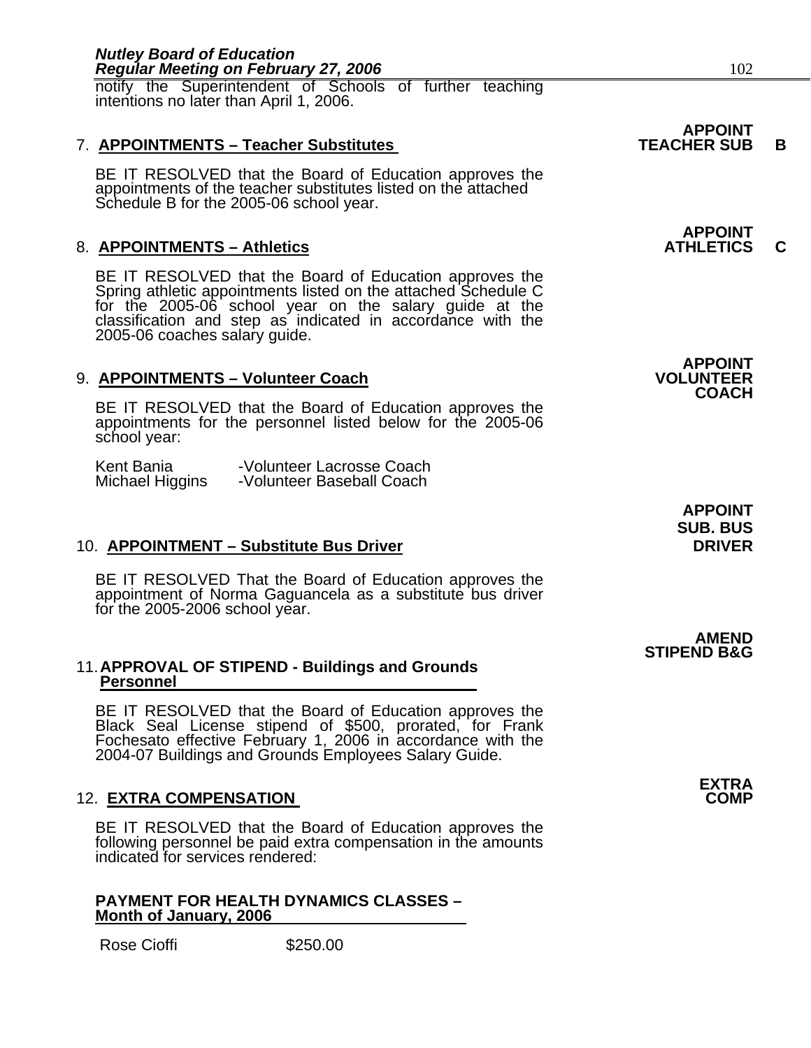notify the Superintendent of Schools of further teaching intentions no later than April 1, 2006.

**APPOINT TEACHER SUB B**

7. **APPOINTMENTS – Teacher Substitutes**

BE IT RESOLVED that the Board of Education approves the appointments of the teacher substitutes listed on the attached Schedule B for the 2005-06 school year.

**APPOINT ATHLETICS C**

8. **APPOINTMENTS – Athletics**

BE IT RESOLVED that the Board of Education approves the Spring athletic appointments listed on the attached Schedule C for the 2005-06 school year on the salary guide at the classification and step as indicated in accordance with the 2005-06 coaches salary guide.

**APPOINT VOLUNTEER COACH**

9. **APPOINTMENTS – Volunteer Coach**

BE IT RESOLVED that the Board of Education approves the appointments for the personnel listed below for the 2005-06 school year:

| | |
|---|---|
| Kent Bania | -Volunteer Lacrosse Coach |
| Michael Higgins | -Volunteer Baseball Coach |

**APPOINT SUB. BUS DRIVER**

10. **APPOINTMENT – Substitute Bus Driver**

BE IT RESOLVED That the Board of Education approves the appointment of Norma Gaguancela as a substitute bus driver for the 2005-2006 school year.

**AMEND STIPEND B&G**

11. **APPROVAL OF STIPEND - Buildings and Grounds Personnel**

BE IT RESOLVED that the Board of Education approves the Black Seal License stipend of $500, prorated, for Frank Fochesato effective February 1, 2006 in accordance with the 2004-07 Buildings and Grounds Employees Salary Guide.

**EXTRA COMP**

12. **EXTRA COMPENSATION**

BE IT RESOLVED that the Board of Education approves the following personnel be paid extra compensation in the amounts indicated for services rendered:

**PAYMENT FOR HEALTH DYNAMICS CLASSES – Month of January, 2006**

| | |
|---|---|
| Rose Cioffi | $250.00 |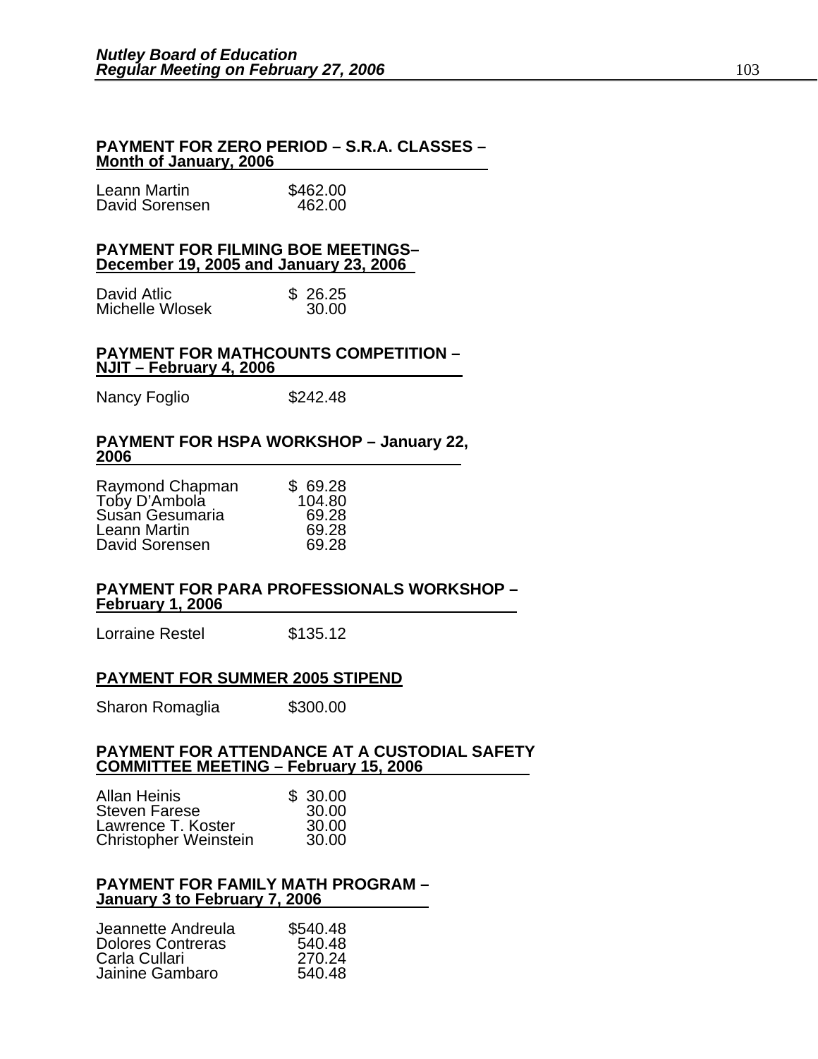**PAYMENT FOR ZERO PERIOD – S.R.A. CLASSES – Month of January, 2006**

| | |
|---|---|
| Leann Martin | $462.00 |
| David Sorensen | 462.00 |

**PAYMENT FOR FILMING BOE MEETINGS– December 19, 2005 and January 23, 2006**

| | |
|---|---|
| David Atlic | $ 26.25 |
| Michelle Wlosek | 30.00 |

**PAYMENT FOR MATHCOUNTS COMPETITION – NJIT – February 4, 2006**

| | |
|---|---|
| Nancy Foglio | $242.48 |

**PAYMENT FOR HSPA WORKSHOP – January 22, 2006**

| | |
|---|---|
| Raymond Chapman | $ 69.28 |
| Toby D'Ambola | 104.80 |
| Susan Gesumaria | 69.28 |
| Leann Martin | 69.28 |
| David Sorensen | 69.28 |

**PAYMENT FOR PARA PROFESSIONALS WORKSHOP – February 1, 2006**

| | |
|---|---|
| Lorraine Restel | $135.12 |

**PAYMENT FOR SUMMER 2005 STIPEND**

| | |
|---|---|
| Sharon Romaglia | $300.00 |

**PAYMENT FOR ATTENDANCE AT A CUSTODIAL SAFETY COMMITTEE MEETING – February 15, 2006**

| | |
|---|---|
| Allan Heinis | $ 30.00 |
| Steven Farese | 30.00 |
| Lawrence T. Koster | 30.00 |
| Christopher Weinstein | 30.00 |

**PAYMENT FOR FAMILY MATH PROGRAM – January 3 to February 7, 2006**

| | |
|---|---|
| Jeannette Andreula | $540.48 |
| Dolores Contreras | 540.48 |
| Carla Cullari | 270.24 |
| Jainine Gambaro | 540.48 |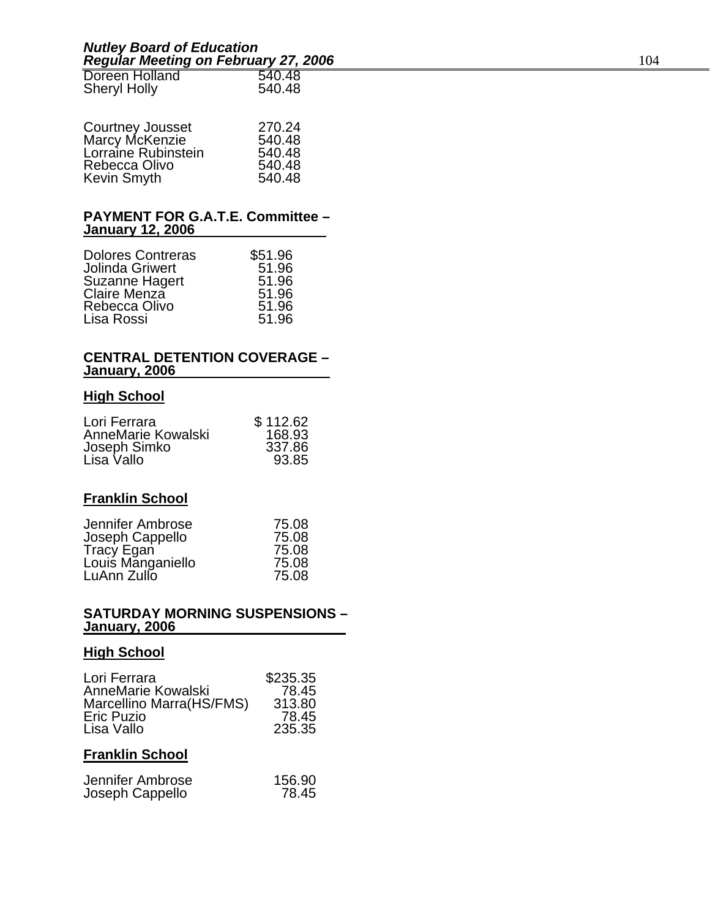| | |
|---|---|
| Doreen Holland | 540.48 |
| Sheryl Holly | 540.48 |

| | |
|---|---|
| Courtney Jousset | 270.24 |
| Marcy McKenzie | 540.48 |
| Lorraine Rubinstein | 540.48 |
| Rebecca Olivo | 540.48 |
| Kevin Smyth | 540.48 |

**PAYMENT FOR G.A.T.E. Committee – January 12, 2006**

| | |
|---|---|
| Dolores Contreras | $51.96 |
| Jolinda Griwert | 51.96 |
| Suzanne Hagert | 51.96 |
| Claire Menza | 51.96 |
| Rebecca Olivo | 51.96 |
| Lisa Rossi | 51.96 |

**CENTRAL DETENTION COVERAGE – January, 2006**

**High School**

| | |
|---|---|
| Lori Ferrara | $ 112.62 |
| AnneMarie Kowalski | 168.93 |
| Joseph Simko | 337.86 |
| Lisa Vallo | 93.85 |

**Franklin School**

| | |
|---|---|
| Jennifer Ambrose | 75.08 |
| Joseph Cappello | 75.08 |
| Tracy Egan | 75.08 |
| Louis Manganiello | 75.08 |
| LuAnn Zullo | 75.08 |

**SATURDAY MORNING SUSPENSIONS – January, 2006**

**High School**

| | |
|---|---|
| Lori Ferrara | $235.35 |
| AnneMarie Kowalski | 78.45 |
| Marcellino Marra(HS/FMS) | 313.80 |
| Eric Puzio | 78.45 |
| Lisa Vallo | 235.35 |

**Franklin School**

| | |
|---|---|
| Jennifer Ambrose | 156.90 |
| Joseph Cappello | 78.45 |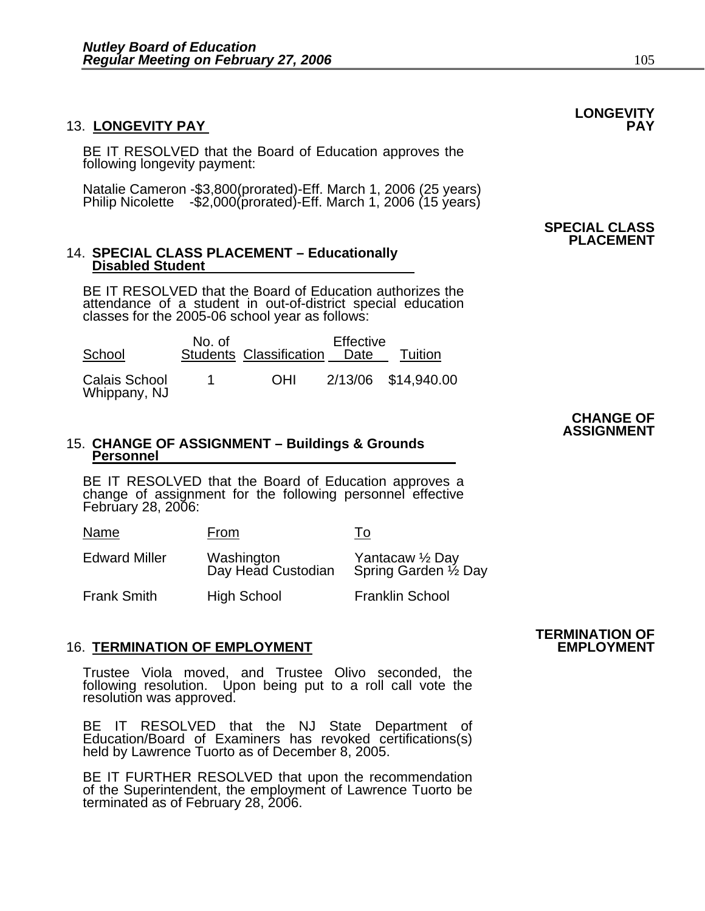**LONGEVITY PAY**

13. **LONGEVITY PAY**

BE IT RESOLVED that the Board of Education approves the following longevity payment:

Natalie Cameron -$3,800(prorated)-Eff. March 1, 2006 (25 years)
Philip Nicolette -$2,000(prorated)-Eff. March 1, 2006 (15 years)

**SPECIAL CLASS PLACEMENT**

14. **SPECIAL CLASS PLACEMENT – Educationally Disabled Student**

BE IT RESOLVED that the Board of Education authorizes the attendance of a student in out-of-district special education classes for the 2005-06 school year as follows:

| School | No. of Students | Classification | Effective Date | Tuition |
|---|---|---|---|---|
| Calais School Whippany, NJ | 1 | OHI | 2/13/06 | $14,940.00 |

**CHANGE OF ASSIGNMENT**

15. **CHANGE OF ASSIGNMENT – Buildings & Grounds Personnel**

BE IT RESOLVED that the Board of Education approves a change of assignment for the following personnel effective February 28, 2006:

| Name | From | To |
|---|---|---|
| Edward Miller | Washington Day Head Custodian | Yantacaw ½ Day Spring Garden ½ Day |
| Frank Smith | High School | Franklin School |

**TERMINATION OF EMPLOYMENT**

16. **TERMINATION OF EMPLOYMENT**

Trustee Viola moved, and Trustee Olivo seconded, the following resolution. Upon being put to a roll call vote the resolution was approved.

BE IT RESOLVED that the NJ State Department of Education/Board of Examiners has revoked certifications(s) held by Lawrence Tuorto as of December 8, 2005.

BE IT FURTHER RESOLVED that upon the recommendation of the Superintendent, the employment of Lawrence Tuorto be terminated as of February 28, 2006.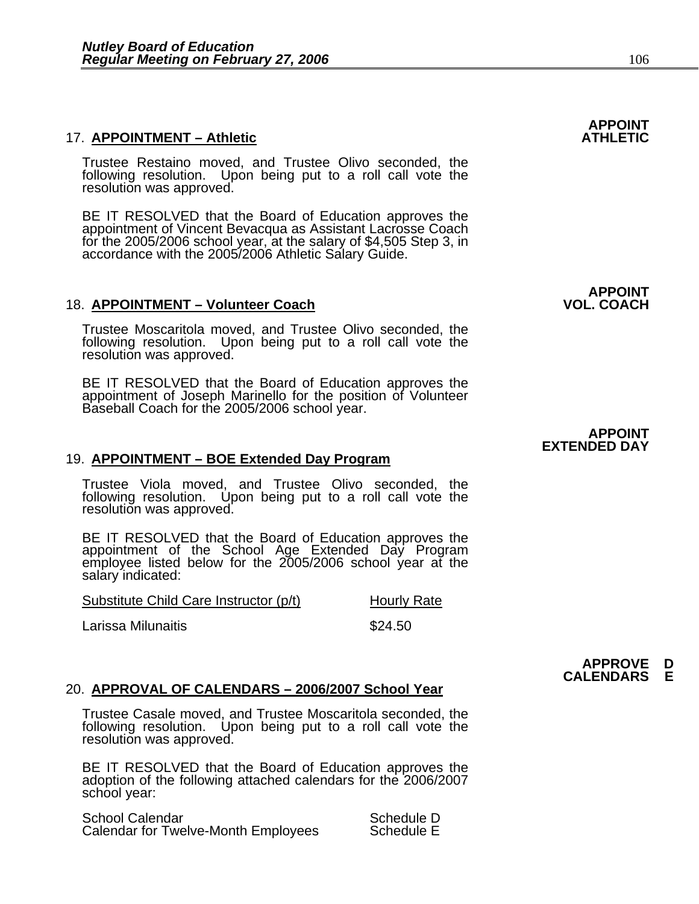**APPOINT ATHLETIC**

17. **APPOINTMENT – Athletic**

Trustee Restaino moved, and Trustee Olivo seconded, the following resolution. Upon being put to a roll call vote the resolution was approved.

BE IT RESOLVED that the Board of Education approves the appointment of Vincent Bevacqua as Assistant Lacrosse Coach for the 2005/2006 school year, at the salary of $4,505 Step 3, in accordance with the 2005/2006 Athletic Salary Guide.

**APPOINT VOL. COACH**

18. **APPOINTMENT – Volunteer Coach**

Trustee Moscaritola moved, and Trustee Olivo seconded, the following resolution. Upon being put to a roll call vote the resolution was approved.

BE IT RESOLVED that the Board of Education approves the appointment of Joseph Marinello for the position of Volunteer Baseball Coach for the 2005/2006 school year.

**APPOINT EXTENDED DAY**

19. **APPOINTMENT – BOE Extended Day Program**

Trustee Viola moved, and Trustee Olivo seconded, the following resolution. Upon being put to a roll call vote the resolution was approved.

BE IT RESOLVED that the Board of Education approves the appointment of the School Age Extended Day Program employee listed below for the 2005/2006 school year at the salary indicated:

| Substitute Child Care Instructor (p/t) | Hourly Rate |
| --- | --- |
| Larissa Milunaitis | $24.50 |

**APPROVE CALENDARS D E**

20. **APPROVAL OF CALENDARS – 2006/2007 School Year**

Trustee Casale moved, and Trustee Moscaritola seconded, the following resolution. Upon being put to a roll call vote the resolution was approved.

BE IT RESOLVED that the Board of Education approves the adoption of the following attached calendars for the 2006/2007 school year:

| | |
| --- | --- |
| School Calendar | Schedule D |
| Calendar for Twelve-Month Employees | Schedule E |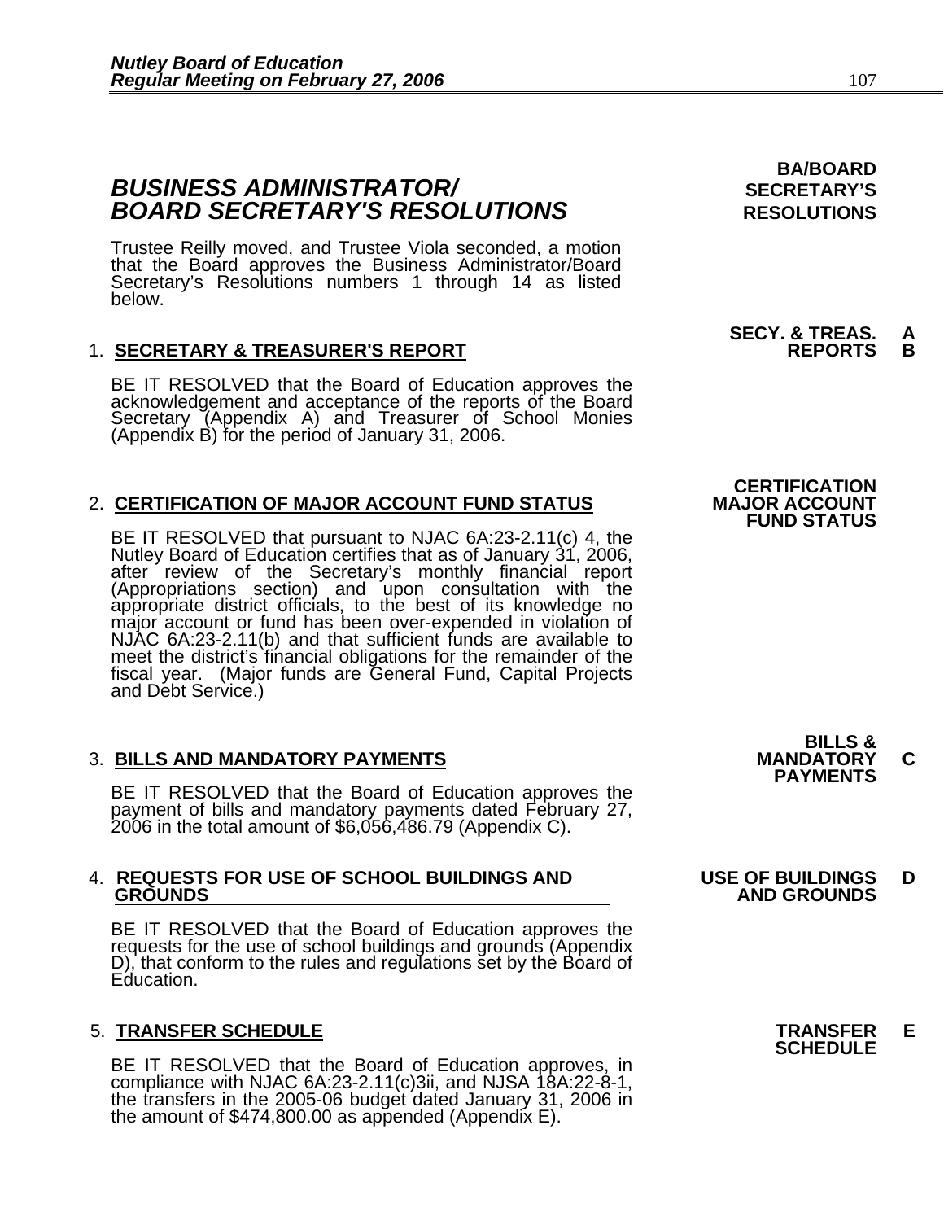## *BUSINESS ADMINISTRATOR/ BOARD SECRETARY'S RESOLUTIONS*

**BA/BOARD SECRETARY'S RESOLUTIONS**

Trustee Reilly moved, and Trustee Viola seconded, a motion that the Board approves the Business Administrator/Board Secretary's Resolutions numbers 1 through 14 as listed below.

1. **SECRETARY & TREASURER'S REPORT**

**SECY. & TREAS. REPORTS A B**

BE IT RESOLVED that the Board of Education approves the acknowledgement and acceptance of the reports of the Board Secretary (Appendix A) and Treasurer of School Monies (Appendix B) for the period of January 31, 2006.

2. **CERTIFICATION OF MAJOR ACCOUNT FUND STATUS**

**CERTIFICATION MAJOR ACCOUNT FUND STATUS**

BE IT RESOLVED that pursuant to NJAC 6A:23-2.11(c) 4, the Nutley Board of Education certifies that as of January 31, 2006, after review of the Secretary's monthly financial report (Appropriations section) and upon consultation with the appropriate district officials, to the best of its knowledge no major account or fund has been over-expended in violation of NJAC 6A:23-2.11(b) and that sufficient funds are available to meet the district's financial obligations for the remainder of the fiscal year. (Major funds are General Fund, Capital Projects and Debt Service.)

3. **BILLS AND MANDATORY PAYMENTS**

**BILLS & MANDATORY PAYMENTS C**

BE IT RESOLVED that the Board of Education approves the payment of bills and mandatory payments dated February 27, 2006 in the total amount of $6,056,486.79 (Appendix C).

4. **REQUESTS FOR USE OF SCHOOL BUILDINGS AND GROUNDS**

**USE OF BUILDINGS AND GROUNDS D**

BE IT RESOLVED that the Board of Education approves the requests for the use of school buildings and grounds (Appendix D), that conform to the rules and regulations set by the Board of Education.

5. **TRANSFER SCHEDULE**

**TRANSFER SCHEDULE E**

BE IT RESOLVED that the Board of Education approves, in compliance with NJAC 6A:23-2.11(c)3ii, and NJSA 18A:22-8-1, the transfers in the 2005-06 budget dated January 31, 2006 in the amount of $474,800.00 as appended (Appendix E).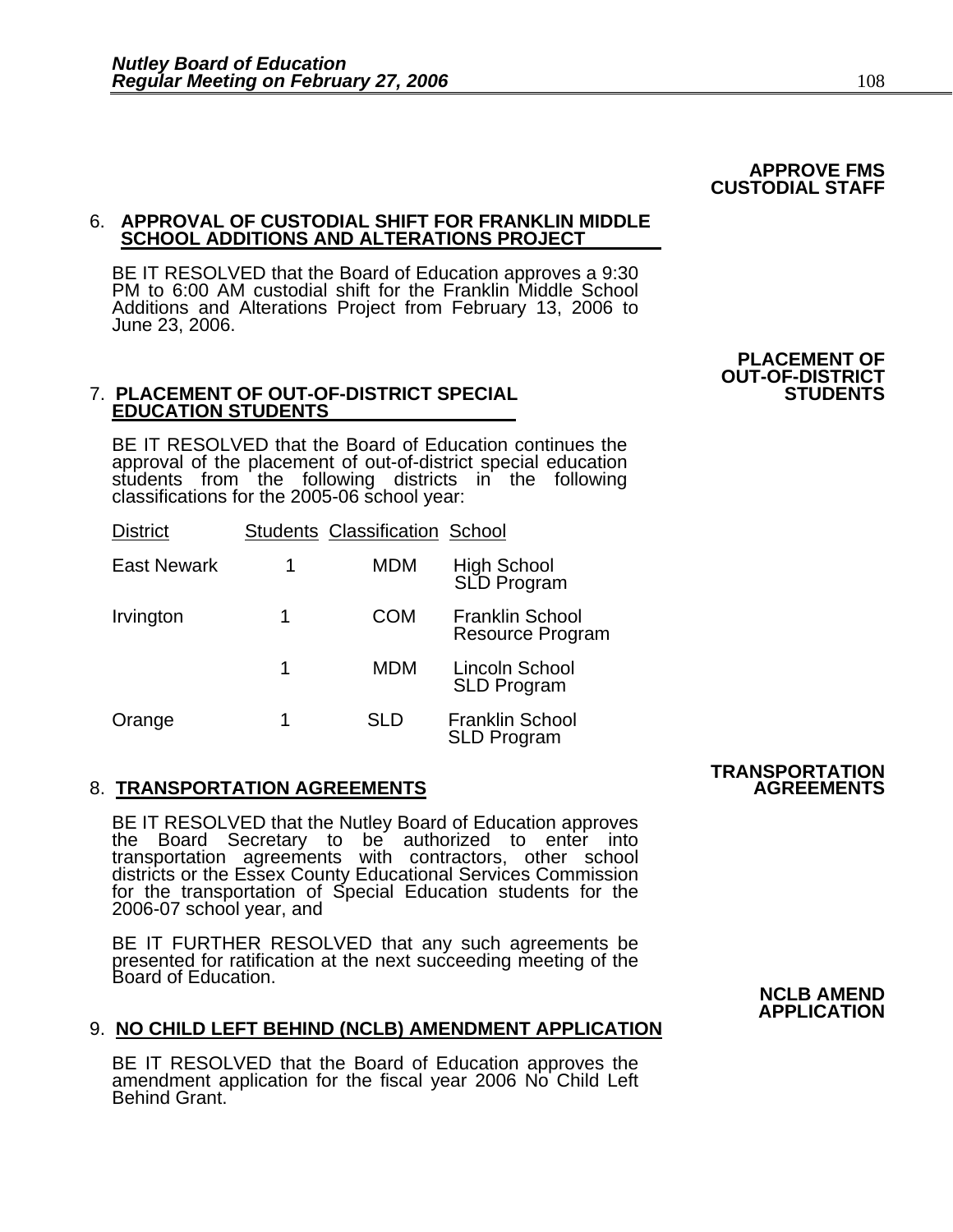**APPROVE FMS CUSTODIAL STAFF**

6. **APPROVAL OF CUSTODIAL SHIFT FOR FRANKLIN MIDDLE SCHOOL ADDITIONS AND ALTERATIONS PROJECT**

BE IT RESOLVED that the Board of Education approves a 9:30 PM to 6:00 AM custodial shift for the Franklin Middle School Additions and Alterations Project from February 13, 2006 to June 23, 2006.

**PLACEMENT OF OUT-OF-DISTRICT STUDENTS**

7. **PLACEMENT OF OUT-OF-DISTRICT SPECIAL EDUCATION STUDENTS**

BE IT RESOLVED that the Board of Education continues the approval of the placement of out-of-district special education students from the following districts in the following classifications for the 2005-06 school year:

| District | Students | Classification | School |
|---|---|---|---|
| East Newark | 1 | MDM | High School SLD Program |
| Irvington | 1 | COM | Franklin School Resource Program |
| | 1 | MDM | Lincoln School SLD Program |
| Orange | 1 | SLD | Franklin School SLD Program |

**TRANSPORTATION AGREEMENTS**

8. **TRANSPORTATION AGREEMENTS**

BE IT RESOLVED that the Nutley Board of Education approves the Board Secretary to be authorized to enter into transportation agreements with contractors, other school districts or the Essex County Educational Services Commission for the transportation of Special Education students for the 2006-07 school year, and

BE IT FURTHER RESOLVED that any such agreements be presented for ratification at the next succeeding meeting of the Board of Education.

**NCLB AMEND APPLICATION**

9. **NO CHILD LEFT BEHIND (NCLB) AMENDMENT APPLICATION**

BE IT RESOLVED that the Board of Education approves the amendment application for the fiscal year 2006 No Child Left Behind Grant.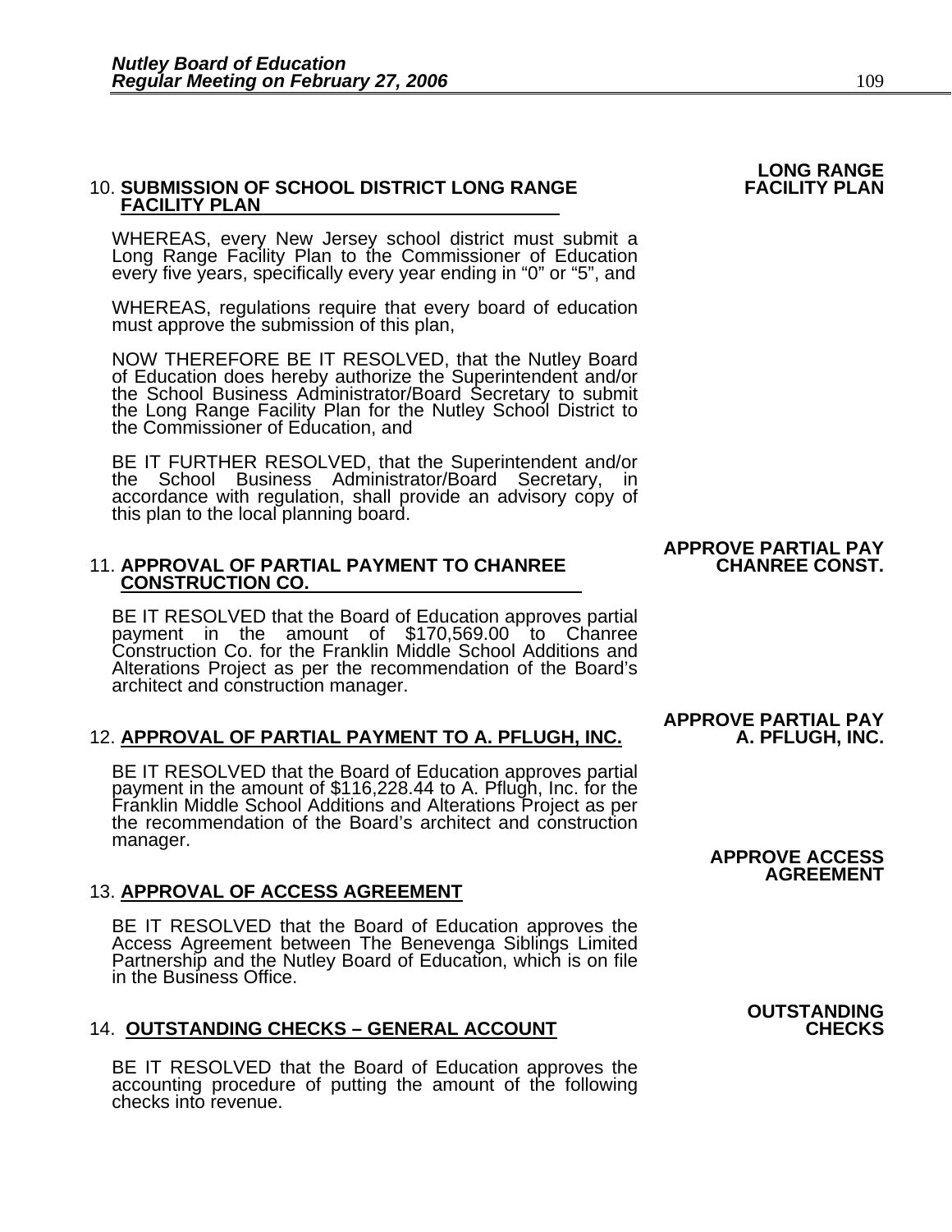**LONG RANGE FACILITY PLAN**

10. **SUBMISSION OF SCHOOL DISTRICT LONG RANGE FACILITY PLAN**

WHEREAS, every New Jersey school district must submit a Long Range Facility Plan to the Commissioner of Education every five years, specifically every year ending in "0" or "5", and

WHEREAS, regulations require that every board of education must approve the submission of this plan,

NOW THEREFORE BE IT RESOLVED, that the Nutley Board of Education does hereby authorize the Superintendent and/or the School Business Administrator/Board Secretary to submit the Long Range Facility Plan for the Nutley School District to the Commissioner of Education, and

BE IT FURTHER RESOLVED, that the Superintendent and/or the School Business Administrator/Board Secretary, in accordance with regulation, shall provide an advisory copy of this plan to the local planning board.

**APPROVE PARTIAL PAY CHANREE CONST.**

11. **APPROVAL OF PARTIAL PAYMENT TO CHANREE CONSTRUCTION CO.**

BE IT RESOLVED that the Board of Education approves partial payment in the amount of $170,569.00 to Chanree Construction Co. for the Franklin Middle School Additions and Alterations Project as per the recommendation of the Board's architect and construction manager.

**APPROVE PARTIAL PAY A. PFLUGH, INC.**

12. **APPROVAL OF PARTIAL PAYMENT TO A. PFLUGH, INC.**

BE IT RESOLVED that the Board of Education approves partial payment in the amount of $116,228.44 to A. Pflugh, Inc. for the Franklin Middle School Additions and Alterations Project as per the recommendation of the Board's architect and construction manager.

**APPROVE ACCESS AGREEMENT**

13. **APPROVAL OF ACCESS AGREEMENT**

BE IT RESOLVED that the Board of Education approves the Access Agreement between The Benevenga Siblings Limited Partnership and the Nutley Board of Education, which is on file in the Business Office.

**OUTSTANDING CHECKS**

14. **OUTSTANDING CHECKS – GENERAL ACCOUNT**

BE IT RESOLVED that the Board of Education approves the accounting procedure of putting the amount of the following checks into revenue.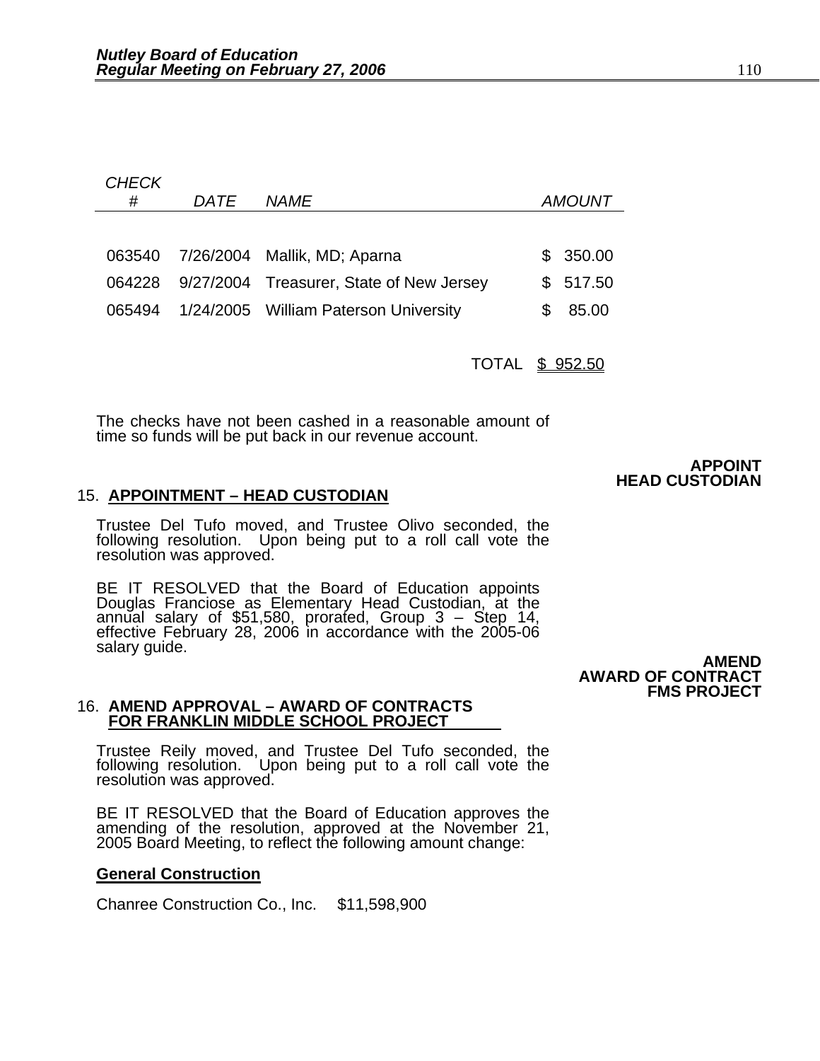| CHECK # | DATE | NAME | AMOUNT |
|---|---|---|---|
| 063540 | 7/26/2004 | Mallik, MD; Aparna | $ 350.00 |
| 064228 | 9/27/2004 | Treasurer, State of New Jersey | $ 517.50 |
| 065494 | 1/24/2005 | William Paterson University | $ 85.00 |
| | | TOTAL | $ 952.50 |

The checks have not been cashed in a reasonable amount of time so funds will be put back in our revenue account.

**APPOINT HEAD CUSTODIAN**

15. **APPOINTMENT – HEAD CUSTODIAN**

Trustee Del Tufo moved, and Trustee Olivo seconded, the following resolution. Upon being put to a roll call vote the resolution was approved.

BE IT RESOLVED that the Board of Education appoints Douglas Franciose as Elementary Head Custodian, at the annual salary of $51,580, prorated, Group 3 – Step 14, effective February 28, 2006 in accordance with the 2005-06 salary guide.

**AMEND AWARD OF CONTRACT FMS PROJECT**

16. **AMEND APPROVAL – AWARD OF CONTRACTS FOR FRANKLIN MIDDLE SCHOOL PROJECT**

Trustee Reily moved, and Trustee Del Tufo seconded, the following resolution. Upon being put to a roll call vote the resolution was approved.

BE IT RESOLVED that the Board of Education approves the amending of the resolution, approved at the November 21, 2005 Board Meeting, to reflect the following amount change:

**General Construction**

Chanree Construction Co., Inc. $11,598,900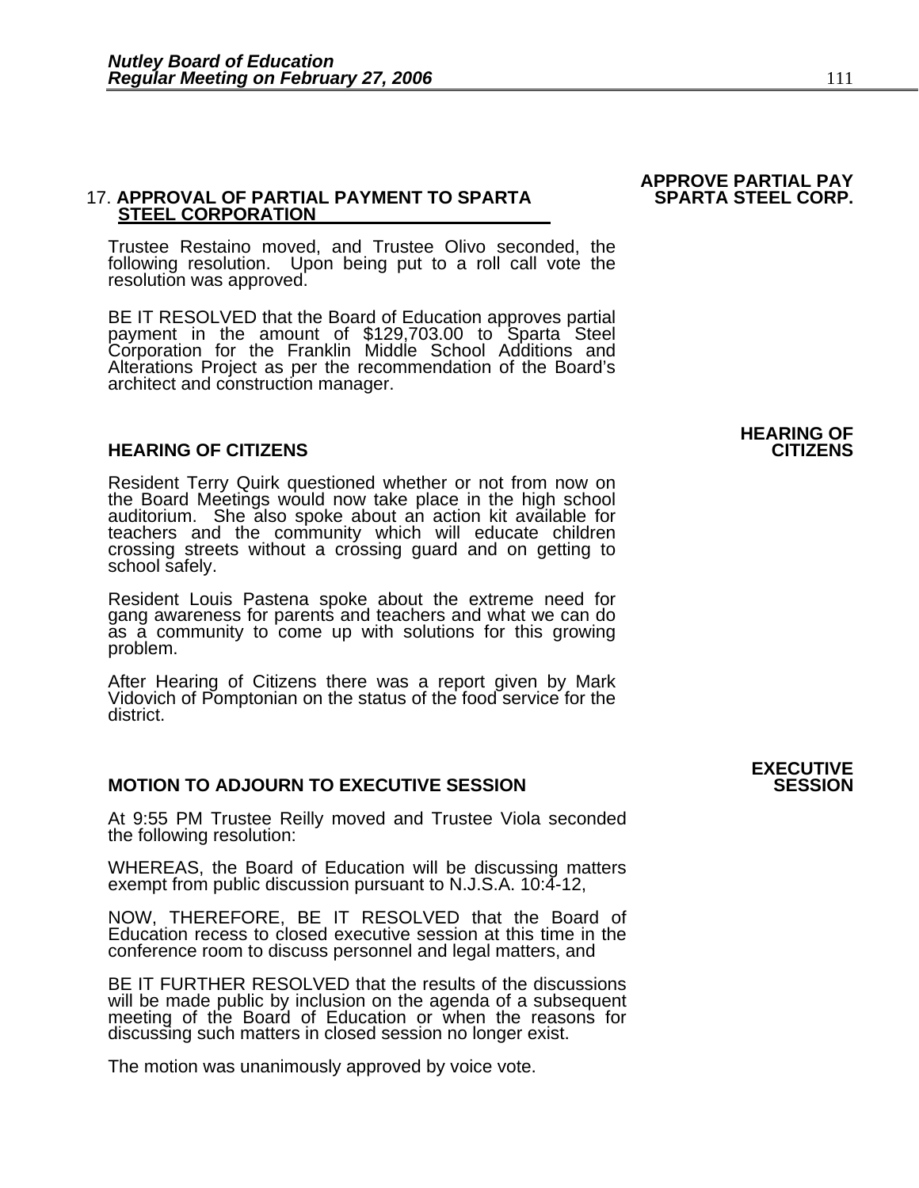**APPROVE PARTIAL PAY SPARTA STEEL CORP.**

17. **APPROVAL OF PARTIAL PAYMENT TO SPARTA STEEL CORPORATION**

Trustee Restaino moved, and Trustee Olivo seconded, the following resolution. Upon being put to a roll call vote the resolution was approved.

BE IT RESOLVED that the Board of Education approves partial payment in the amount of $129,703.00 to Sparta Steel Corporation for the Franklin Middle School Additions and Alterations Project as per the recommendation of the Board's architect and construction manager.

**HEARING OF CITIZENS**

## HEARING OF CITIZENS

Resident Terry Quirk questioned whether or not from now on the Board Meetings would now take place in the high school auditorium. She also spoke about an action kit available for teachers and the community which will educate children crossing streets without a crossing guard and on getting to school safely.

Resident Louis Pastena spoke about the extreme need for gang awareness for parents and teachers and what we can do as a community to come up with solutions for this growing problem.

After Hearing of Citizens there was a report given by Mark Vidovich of Pomptonian on the status of the food service for the district.

**EXECUTIVE SESSION**

## MOTION TO ADJOURN TO EXECUTIVE SESSION

At 9:55 PM Trustee Reilly moved and Trustee Viola seconded the following resolution:

WHEREAS, the Board of Education will be discussing matters exempt from public discussion pursuant to N.J.S.A. 10:4-12,

NOW, THEREFORE, BE IT RESOLVED that the Board of Education recess to closed executive session at this time in the conference room to discuss personnel and legal matters, and

BE IT FURTHER RESOLVED that the results of the discussions will be made public by inclusion on the agenda of a subsequent meeting of the Board of Education or when the reasons for discussing such matters in closed session no longer exist.

The motion was unanimously approved by voice vote.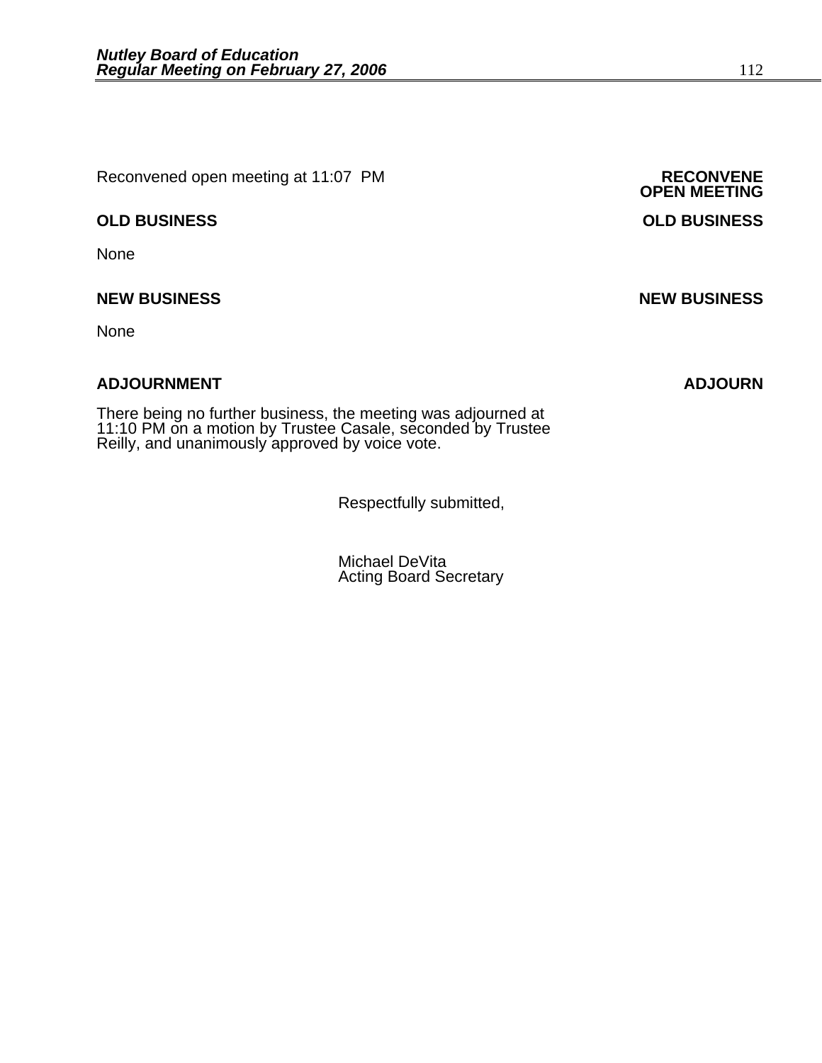Reconvened open meeting at 11:07 PM **RECONVENE OPEN MEETING**

**OLD BUSINESS** **OLD BUSINESS**

None

**NEW BUSINESS** **NEW BUSINESS**

None

**ADJOURNMENT** **ADJOURN**

There being no further business, the meeting was adjourned at 11:10 PM on a motion by Trustee Casale, seconded by Trustee Reilly, and unanimously approved by voice vote.

Respectfully submitted,

Michael DeVita
Acting Board Secretary